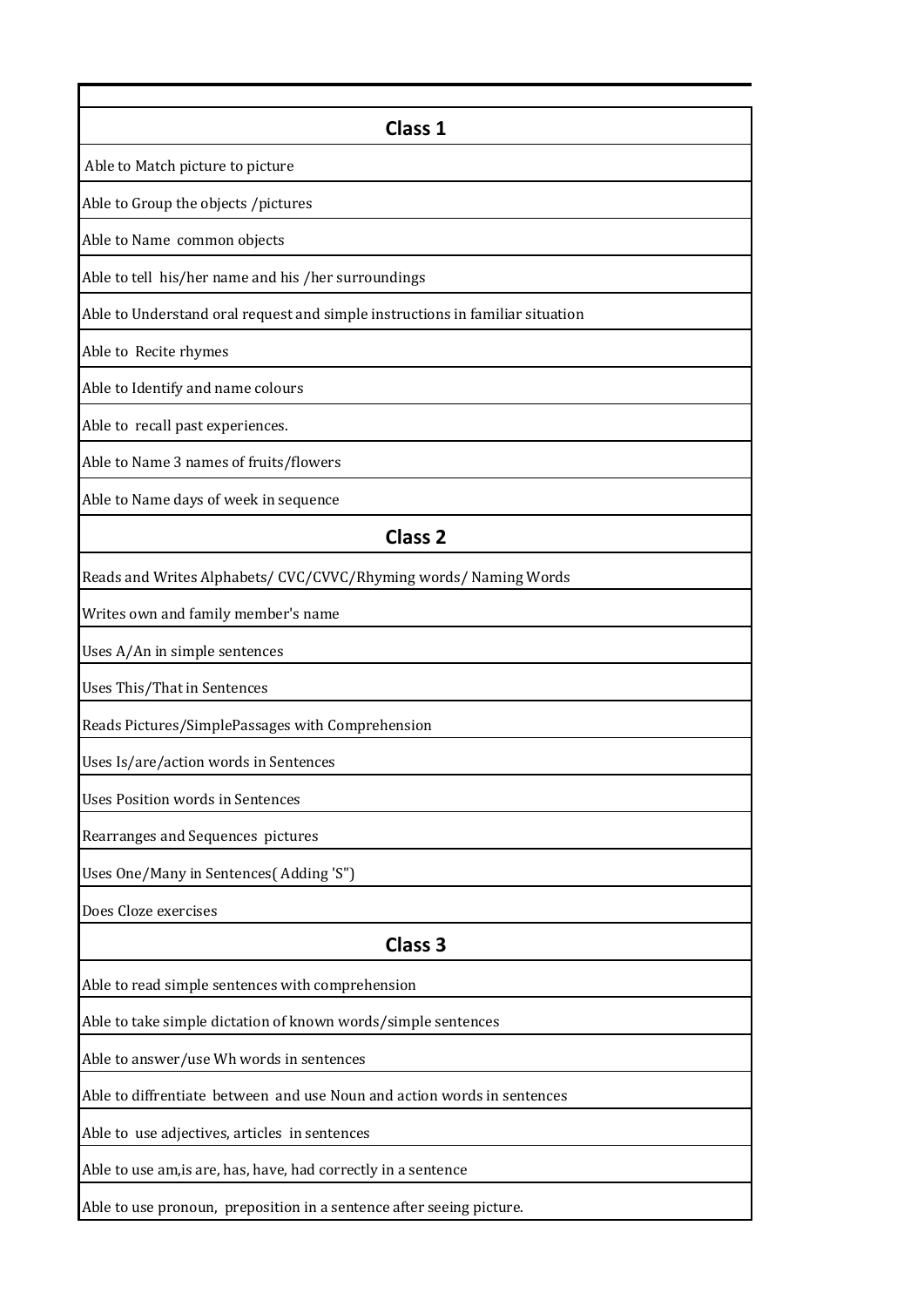| Class 1 |
|---|
| Able to Match picture to picture |
| Able to Group the objects /pictures |
| Able to Name  common objects |
| Able to tell  his/her name and his /her surroundings |
| Able to Understand oral request and simple instructions in familiar situation |
| Able to  Recite rhymes |
| Able to Identify and name colours |
| Able to  recall past experiences. |
| Able to Name 3 names of fruits/flowers |
| Able to Name days of week in sequence |
| **Class 2** |
| Reads and Writes Alphabets/ CVC/CVVC/Rhyming words/ Naming Words |
| Writes own and family member's name |
| Uses A/An in simple sentences |
| Uses This/That in Sentences |
| Reads Pictures/SimplePassages with Comprehension |
| Uses Is/are/action words in Sentences |
| Uses Position words in Sentences |
| Rearranges and Sequences  pictures |
| Uses One/Many in Sentences( Adding 'S") |
| Does Cloze exercises |
| **Class 3** |
| Able to read simple sentences with comprehension |
| Able to take simple dictation of known words/simple sentences |
| Able to answer/use Wh words in sentences |
| Able to diffrentiate  between  and use Noun and action words in sentences |
| Able to  use adjectives, articles  in sentences |
| Able to use am,is are, has, have, had correctly in a sentence |
| Able to use pronoun,  preposition in a sentence after seeing picture. |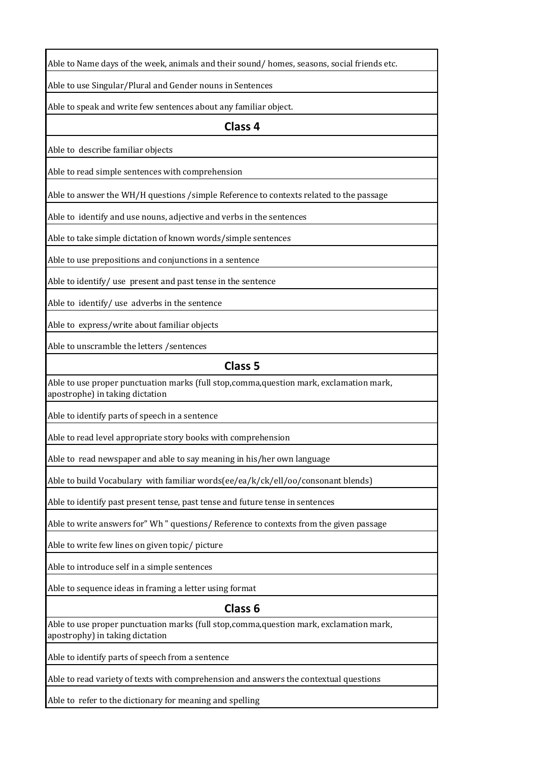| Able to Name days of the week, animals and their sound/ homes, seasons, social friends etc. |
|---|
| Able to use Singular/Plural and Gender nouns in Sentences |
| Able to speak and write few sentences about any familiar object. |
| **Class 4** |
| Able to describe familiar objects |
| Able to read simple sentences with comprehension |
| Able to answer the WH/H questions /simple Reference to contexts related to the passage |
| Able to identify and use nouns, adjective and verbs in the sentences |
| Able to take simple dictation of known words/simple sentences |
| Able to use prepositions and conjunctions in a sentence |
| Able to identify/ use present and past tense in the sentence |
| Able to identify/ use adverbs in the sentence |
| Able to express/write about familiar objects |
| Able to unscramble the letters /sentences |
| **Class 5** |
| Able to use proper punctuation marks (full stop,comma,question mark, exclamation mark, apostrophe) in taking dictation |
| Able to identify parts of speech in a sentence |
| Able to read level appropriate story books with comprehension |
| Able to read newspaper and able to say meaning in his/her own language |
| Able to build Vocabulary with familiar words(ee/ea/k/ck/ell/oo/consonant blends) |
| Able to identify past present tense, past tense and future tense in sentences |
| Able to write answers for" Wh " questions/ Reference to contexts from the given passage |
| Able to write few lines on given topic/ picture |
| Able to introduce self in a simple sentences |
| Able to sequence ideas in framing a letter using format |
| **Class 6** |
| Able to use proper punctuation marks (full stop,comma,question mark, exclamation mark, apostrophy) in taking dictation |
| Able to identify parts of speech from a sentence |
| Able to read variety of texts with comprehension and answers the contextual questions |
| Able to refer to the dictionary for meaning and spelling |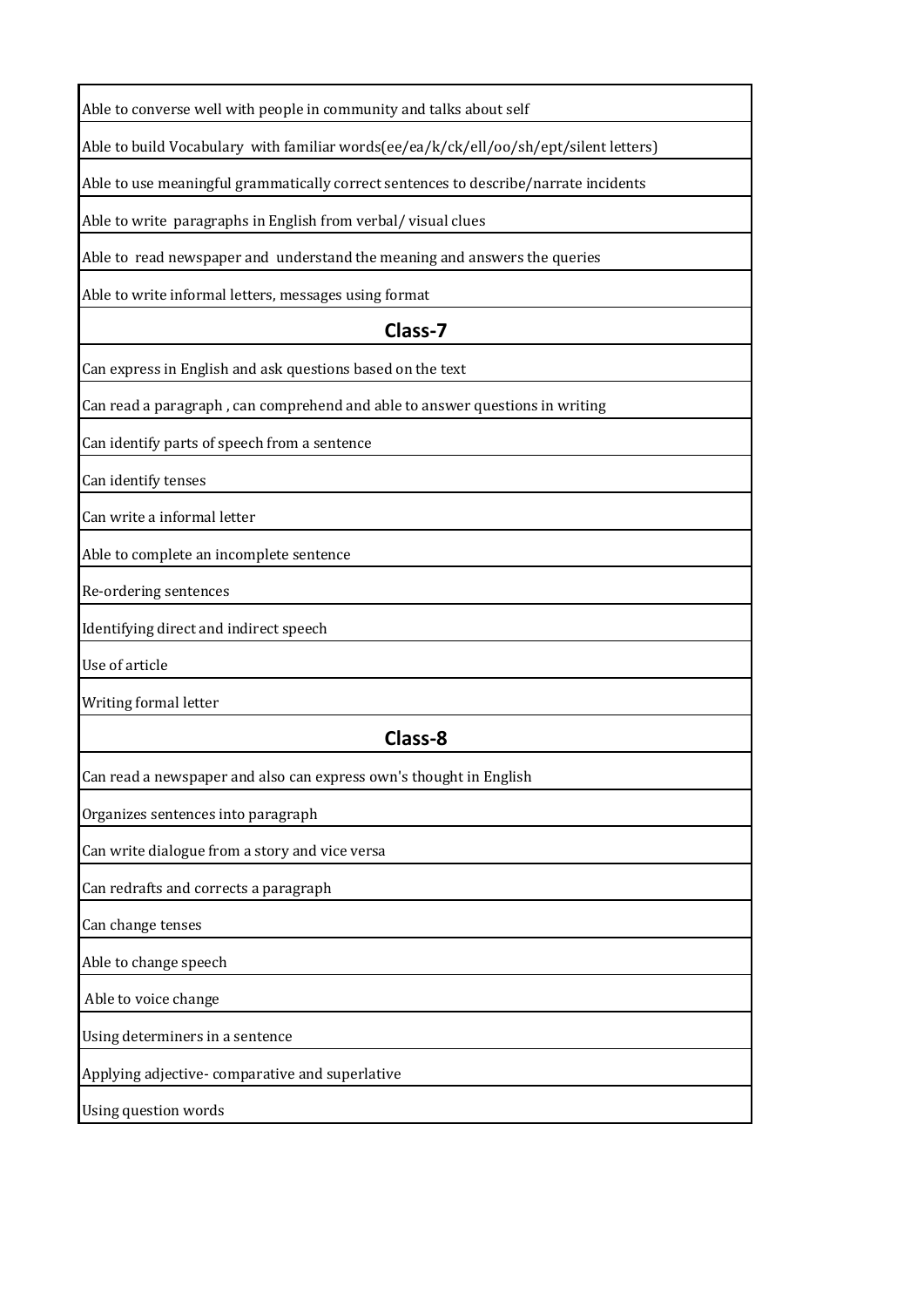| Able to converse well with people in community and talks about self |
|---|
| Able to build Vocabulary with familiar words(ee/ea/k/ck/ell/oo/sh/ept/silent letters) |
| Able to use meaningful grammatically correct sentences to describe/narrate incidents |
| Able to write paragraphs in English from verbal/ visual clues |
| Able to read newspaper and understand the meaning and answers the queries |
| Able to write informal letters, messages using format |
| **Class-7** |
| Can express in English and ask questions based on the text |
| Can read a paragraph , can comprehend and able to answer questions in writing |
| Can identify parts of speech from a sentence |
| Can identify tenses |
| Can write a informal letter |
| Able to complete an incomplete sentence |
| Re-ordering sentences |
| Identifying direct and indirect speech |
| Use of article |
| Writing formal letter |
| **Class-8** |
| Can read a newspaper and also can express own's thought in English |
| Organizes sentences into paragraph |
| Can write dialogue from a story and vice versa |
| Can redrafts and corrects a paragraph |
| Can change tenses |
| Able to change speech |
| Able to voice change |
| Using determiners in a sentence |
| Applying adjective- comparative and superlative |
| Using question words |